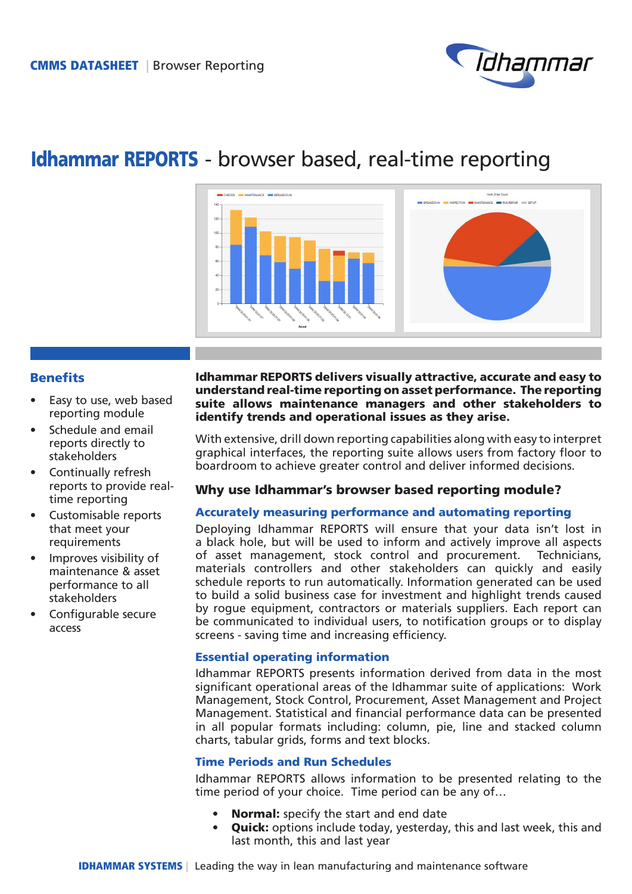CMMS DATASHEET | Browser Reporting

# Idhammar REPORTS - browser based, real-time reporting

## Benefits

- Easy to use, web based reporting module
- Schedule and email reports directly to stakeholders
- Continually refresh reports to provide real-time reporting
- Customisable reports that meet your requirements
- Improves visibility of maintenance & asset performance to all stakeholders
- Configurable secure access

**Idhammar REPORTS delivers visually attractive, accurate and easy to understand real-time reporting on asset performance. The reporting suite allows maintenance managers and other stakeholders to identify trends and operational issues as they arise.**

With extensive, drill down reporting capabilities along with easy to interpret graphical interfaces, the reporting suite allows users from factory floor to boardroom to achieve greater control and deliver informed decisions.

## Why use Idhammar's browser based reporting module?

### Accurately measuring performance and automating reporting

Deploying Idhammar REPORTS will ensure that your data isn't lost in a black hole, but will be used to inform and actively improve all aspects of asset management, stock control and procurement. Technicians, materials controllers and other stakeholders can quickly and easily schedule reports to run automatically. Information generated can be used to build a solid business case for investment and highlight trends caused by rogue equipment, contractors or materials suppliers. Each report can be communicated to individual users, to notification groups or to display screens - saving time and increasing efficiency.

### Essential operating information

Idhammar REPORTS presents information derived from data in the most significant operational areas of the Idhammar suite of applications: Work Management, Stock Control, Procurement, Asset Management and Project Management. Statistical and financial performance data can be presented in all popular formats including: column, pie, line and stacked column charts, tabular grids, forms and text blocks.

### Time Periods and Run Schedules

Idhammar REPORTS allows information to be presented relating to the time period of your choice. Time period can be any of…

- **Normal:** specify the start and end date
- **Quick:** options include today, yesterday, this and last week, this and last month, this and last year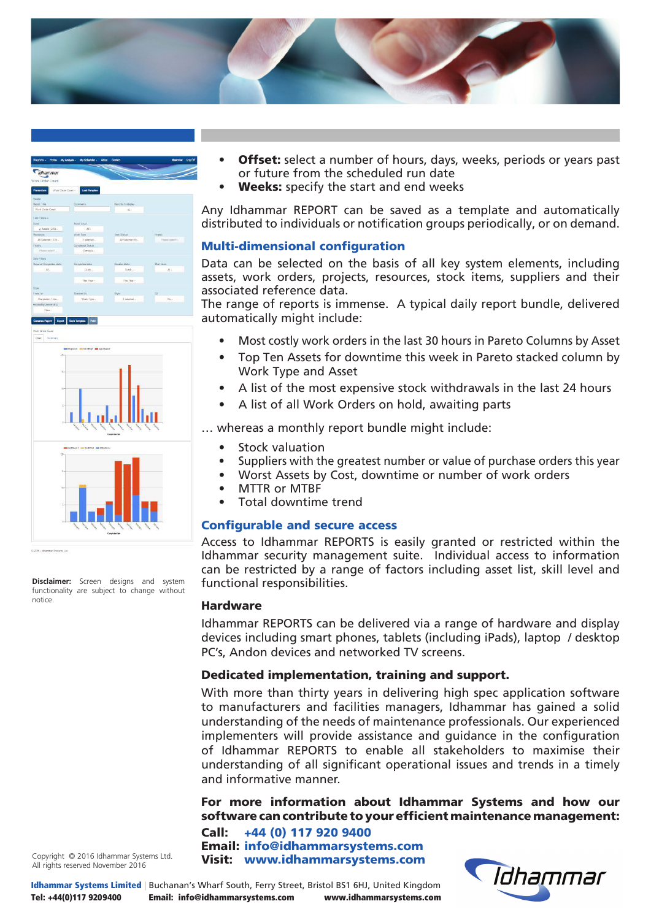- **Offset:** select a number of hours, days, weeks, periods or years past or future from the scheduled run date
- **Weeks:** specify the start and end weeks

Any Idhammar REPORT can be saved as a template and automatically distributed to individuals or notification groups periodically, or on demand.

## Multi-dimensional configuration

Data can be selected on the basis of all key system elements, including assets, work orders, projects, resources, stock items, suppliers and their associated reference data.

The range of reports is immense. A typical daily report bundle, delivered automatically might include:

- Most costly work orders in the last 30 hours in Pareto Columns by Asset
- Top Ten Assets for downtime this week in Pareto stacked column by Work Type and Asset
- A list of the most expensive stock withdrawals in the last 24 hours
- A list of all Work Orders on hold, awaiting parts

… whereas a monthly report bundle might include:

- Stock valuation
- Suppliers with the greatest number or value of purchase orders this year
- Worst Assets by Cost, downtime or number of work orders
- MTTR or MTBF
- Total downtime trend

## Configurable and secure access

Access to Idhammar REPORTS is easily granted or restricted within the Idhammar security management suite. Individual access to information can be restricted by a range of factors including asset list, skill level and functional responsibilities.

### Hardware

Idhammar REPORTS can be delivered via a range of hardware and display devices including smart phones, tablets (including iPads), laptop / desktop PC's, Andon devices and networked TV screens.

### Dedicated implementation, training and support.

With more than thirty years in delivering high spec application software to manufacturers and facilities managers, Idhammar has gained a solid understanding of the needs of maintenance professionals. Our experienced implementers will provide assistance and guidance in the configuration of Idhammar REPORTS to enable all stakeholders to maximise their understanding of all significant operational issues and trends in a timely and informative manner.

**Disclaimer:** Screen designs and system functionality are subject to change without notice.

**For more information about Idhammar Systems and how our software can contribute to your efficient maintenance management:**

**Call:** +44 (0) 117 920 9400
**Email:** info@idhammarsystems.com
**Visit:** www.idhammarsystems.com

Copyright © 2016 Idhammar Systems Ltd.
All rights reserved November 2016

**Idhammar Systems Limited** | Buchanan's Wharf South, Ferry Street, Bristol BS1 6HJ, United Kingdom
**Tel: +44(0)117 9209400** **Email: info@idhammarsystems.com** **www.idhammarsystems.com**